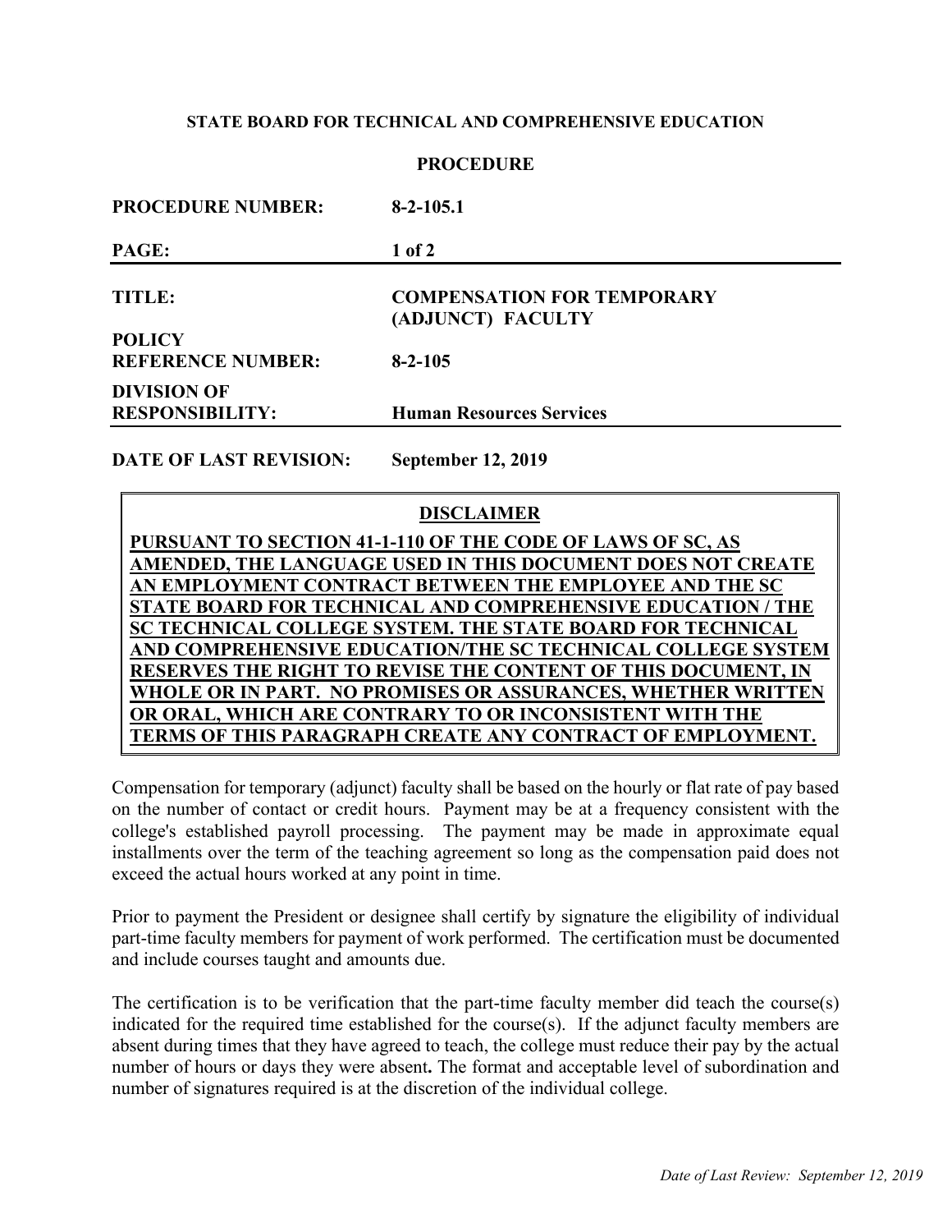**STATE BOARD FOR TECHNICAL AND COMPREHENSIVE EDUCATION**

**PROCEDURE**

| | |
|---|---|
| **PROCEDURE NUMBER:** | **8-2-105.1** |
| **PAGE:** | **1 of 2** |
| **TITLE:** | **COMPENSATION FOR TEMPORARY (ADJUNCT) FACULTY** |
| **POLICY REFERENCE NUMBER:** | **8-2-105** |
| **DIVISION OF RESPONSIBILITY:** | **Human Resources Services** |
| **DATE OF LAST REVISION:** | **September 12, 2019** |

**DISCLAIMER**

**PURSUANT TO SECTION 41-1-110 OF THE CODE OF LAWS OF SC, AS AMENDED, THE LANGUAGE USED IN THIS DOCUMENT DOES NOT CREATE AN EMPLOYMENT CONTRACT BETWEEN THE EMPLOYEE AND THE SC STATE BOARD FOR TECHNICAL AND COMPREHENSIVE EDUCATION / THE SC TECHNICAL COLLEGE SYSTEM. THE STATE BOARD FOR TECHNICAL AND COMPREHENSIVE EDUCATION/THE SC TECHNICAL COLLEGE SYSTEM RESERVES THE RIGHT TO REVISE THE CONTENT OF THIS DOCUMENT, IN WHOLE OR IN PART. NO PROMISES OR ASSURANCES, WHETHER WRITTEN OR ORAL, WHICH ARE CONTRARY TO OR INCONSISTENT WITH THE TERMS OF THIS PARAGRAPH CREATE ANY CONTRACT OF EMPLOYMENT.**

Compensation for temporary (adjunct) faculty shall be based on the hourly or flat rate of pay based on the number of contact or credit hours. Payment may be at a frequency consistent with the college's established payroll processing. The payment may be made in approximate equal installments over the term of the teaching agreement so long as the compensation paid does not exceed the actual hours worked at any point in time.

Prior to payment the President or designee shall certify by signature the eligibility of individual part-time faculty members for payment of work performed. The certification must be documented and include courses taught and amounts due.

The certification is to be verification that the part-time faculty member did teach the course(s) indicated for the required time established for the course(s). If the adjunct faculty members are absent during times that they have agreed to teach, the college must reduce their pay by the actual number of hours or days they were absent**.** The format and acceptable level of subordination and number of signatures required is at the discretion of the individual college.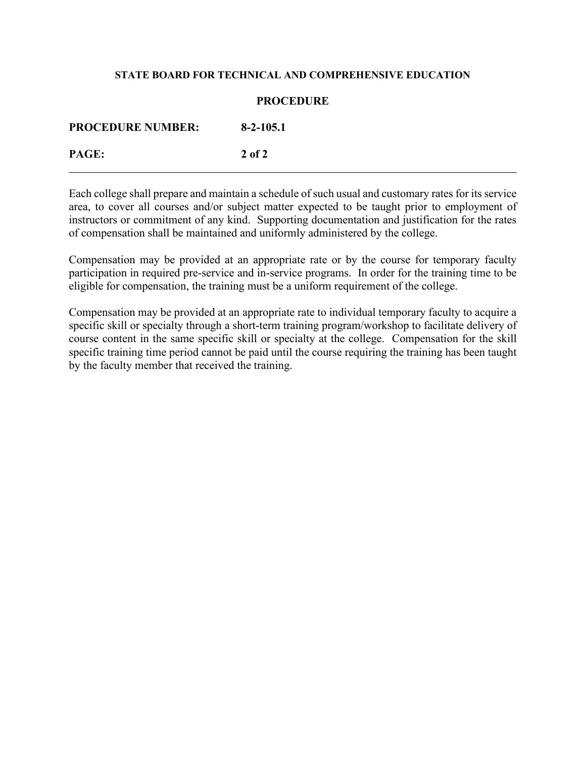Each college shall prepare and maintain a schedule of such usual and customary rates for its service area, to cover all courses and/or subject matter expected to be taught prior to employment of instructors or commitment of any kind. Supporting documentation and justification for the rates of compensation shall be maintained and uniformly administered by the college.

Compensation may be provided at an appropriate rate or by the course for temporary faculty participation in required pre-service and in-service programs. In order for the training time to be eligible for compensation, the training must be a uniform requirement of the college.

Compensation may be provided at an appropriate rate to individual temporary faculty to acquire a specific skill or specialty through a short-term training program/workshop to facilitate delivery of course content in the same specific skill or specialty at the college. Compensation for the skill specific training time period cannot be paid until the course requiring the training has been taught by the faculty member that received the training.